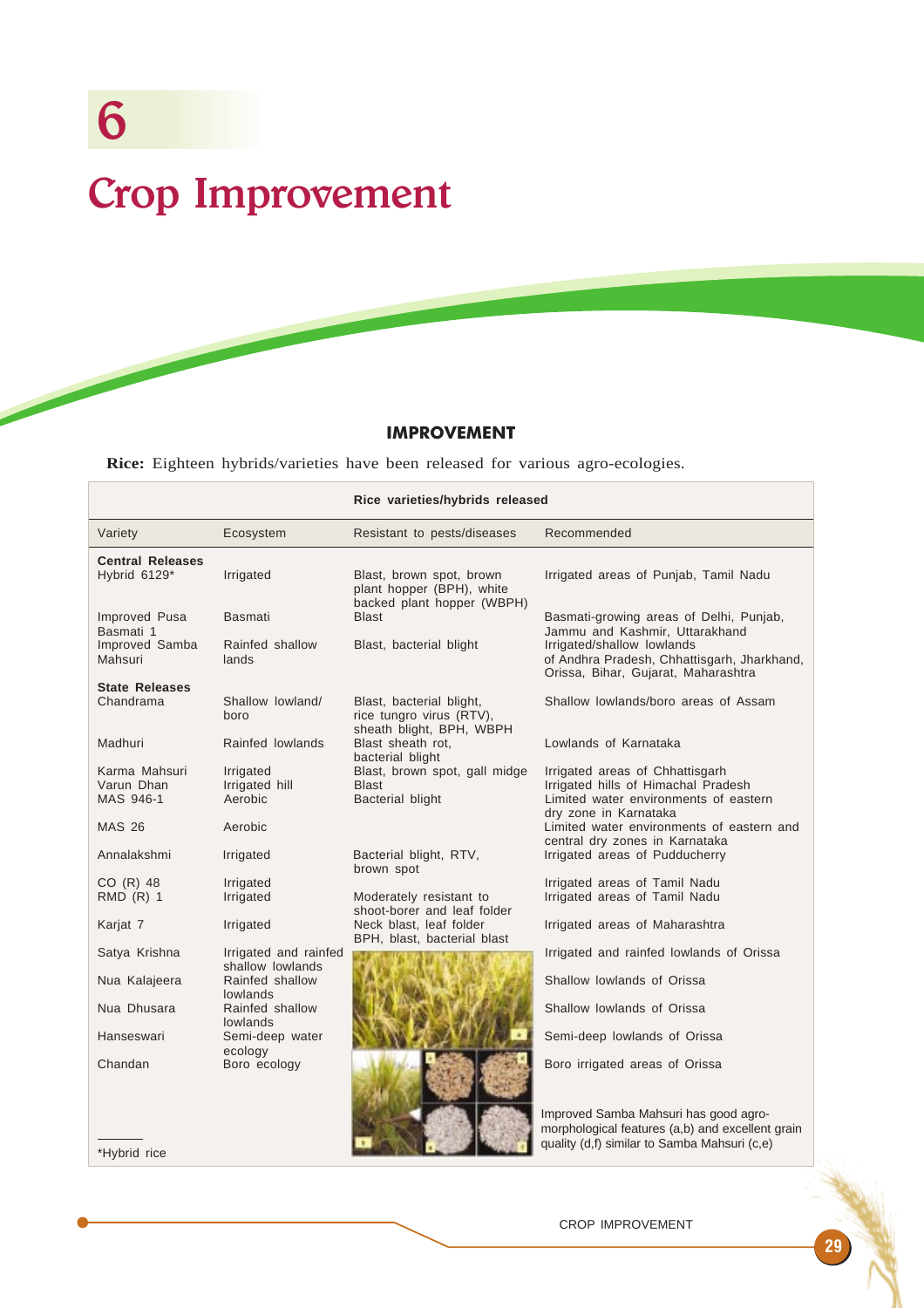# 6

# Crop Improvement

## IMPROVEMENT

**Rice:** Eighteen hybrids/varieties have been released for various agro-ecologies.

**Rice varieties/hybrids released**

| Variety | Ecosystem | Resistant to pests/diseases | Recommended |
|---|---|---|---|
| **Central Releases** | | | |
| Hybrid 6129* | Irrigated | Blast, brown spot, brown plant hopper (BPH), white backed plant hopper (WBPH) | Irrigated areas of Punjab, Tamil Nadu |
| Improved Pusa Basmati 1 | Basmati | Blast | Basmati-growing areas of Delhi, Punjab, Jammu and Kashmir, Uttarakhand |
| Improved Samba Mahsuri | Rainfed shallow lands | Blast, bacterial blight | Irrigated/shallow lowlands of Andhra Pradesh, Chhattisgarh, Jharkhand, Orissa, Bihar, Gujarat, Maharashtra |
| **State Releases** | | | |
| Chandrama | Shallow lowland/ boro | Blast, bacterial blight, rice tungro virus (RTV), sheath blight, BPH, WBPH | Shallow lowlands/boro areas of Assam |
| Madhuri | Rainfed lowlands | Blast sheath rot, bacterial blight | Lowlands of Karnataka |
| Karma Mahsuri | Irrigated | Blast, brown spot, gall midge | Irrigated areas of Chhattisgarh |
| Varun Dhan | Irrigated hill | Blast | Irrigated hills of Himachal Pradesh |
| MAS 946-1 | Aerobic | Bacterial blight | Limited water environments of eastern dry zone in Karnataka |
| MAS 26 | Aerobic | | Limited water environments of eastern and central dry zones in Karnataka |
| Annalakshmi | Irrigated | Bacterial blight, RTV, brown spot | Irrigated areas of Pudducherry |
| CO (R) 48 | Irrigated | | Irrigated areas of Tamil Nadu |
| RMD (R) 1 | Irrigated | Moderately resistant to shoot-borer and leaf folder | Irrigated areas of Tamil Nadu |
| Karjat 7 | Irrigated | Neck blast, leaf folder BPH, blast, bacterial blast | Irrigated areas of Maharashtra |
| Satya Krishna | Irrigated and rainfed shallow lowlands | | Irrigated and rainfed lowlands of Orissa |
| Nua Kalajeera | Rainfed shallow lowlands | | Shallow lowlands of Orissa |
| Nua Dhusara | Rainfed shallow lowlands | | Shallow lowlands of Orissa |
| Hanseswari | Semi-deep water ecology | | Semi-deep lowlands of Orissa |
| Chandan | Boro ecology | | Boro irrigated areas of Orissa |

*Hybrid rice

Improved Samba Mahsuri has good agro-morphological features (a,b) and excellent grain quality (d,f) similar to Samba Mahsuri (c,e)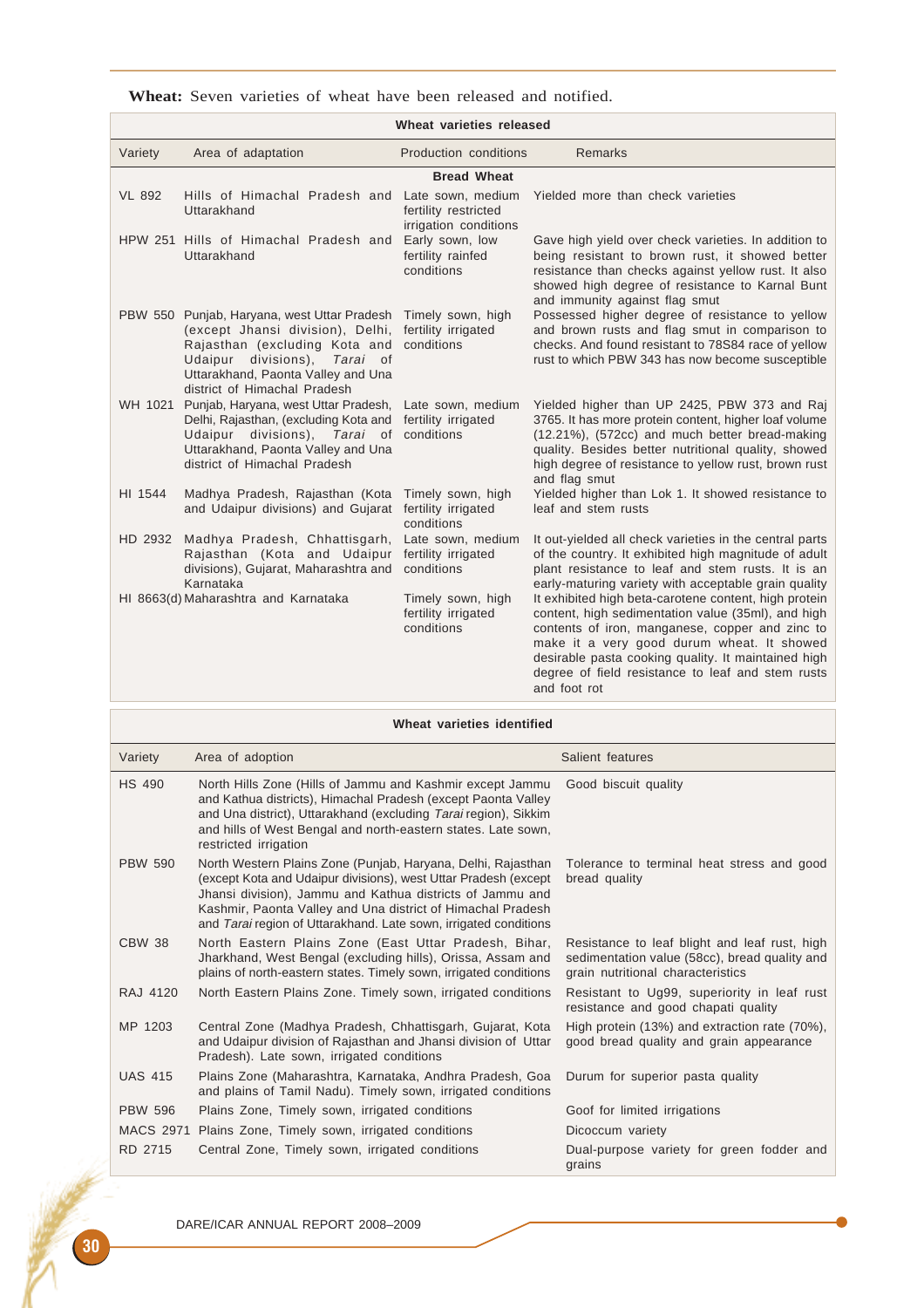**Wheat:** Seven varieties of wheat have been released and notified.

| Wheat varieties released | | | |
|---|---|---|---|
| Variety | Area of adaptation | Production conditions | Remarks |
| **Bread Wheat** | | | |
| VL 892 | Hills of Himachal Pradesh and Uttarakhand | Late sown, medium fertility restricted irrigation conditions | Yielded more than check varieties |
| HPW 251 | Hills of Himachal Pradesh and Uttarakhand | Early sown, low fertility rainfed conditions | Gave high yield over check varieties. In addition to being resistant to brown rust, it showed better resistance than checks against yellow rust. It also showed high degree of resistance to Karnal Bunt and immunity against flag smut |
| PBW 550 | Punjab, Haryana, west Uttar Pradesh (except Jhansi division), Delhi, Rajasthan (excluding Kota and Udaipur divisions), *Tarai* of Uttarakhand, Paonta Valley and Una district of Himachal Pradesh | Timely sown, high fertility irrigated conditions | Possessed higher degree of resistance to yellow and brown rusts and flag smut in comparison to checks. And found resistant to 78S84 race of yellow rust to which PBW 343 has now become susceptible |
| WH 1021 | Punjab, Haryana, west Uttar Pradesh, Delhi, Rajasthan (excluding Kota and Udaipur divisions), *Tarai* of Uttarakhand, Paonta Valley and Una district of Himachal Pradesh | Late sown, medium fertility irrigated conditions | Yielded higher than UP 2425, PBW 373 and Raj 3765. It has more protein content, higher loaf volume (12.21%), (572cc) and much better bread-making quality. Besides better nutritional quality, showed high degree of resistance to yellow rust, brown rust and flag smut |
| HI 1544 | Madhya Pradesh, Rajasthan (Kota and Udaipur divisions) and Gujarat | Timely sown, high fertility irrigated conditions | Yielded higher than Lok 1. It showed resistance to leaf and stem rusts |
| HD 2932 | Madhya Pradesh, Chhattisgarh, Rajasthan (Kota and Udaipur divisions), Gujarat, Maharashtra and Karnataka | Late sown, medium fertility irrigated conditions | It out-yielded all check varieties in the central parts of the country. It exhibited high magnitude of adult plant resistance to leaf and stem rusts. It is an early-maturing variety with acceptable grain quality |
| HI 8663(d) | Maharashtra and Karnataka | Timely sown, high fertility irrigated conditions | It exhibited high beta-carotene content, high protein content, high sedimentation value (35ml), and high contents of iron, manganese, copper and zinc to make it a very good durum wheat. It showed desirable pasta cooking quality. It maintained high degree of field resistance to leaf and stem rusts and foot rot |

| Wheat varieties identified | | |
|---|---|---|
| Variety | Area of adoption | Salient features |
| HS 490 | North Hills Zone (Hills of Jammu and Kashmir except Jammu and Kathua districts), Himachal Pradesh (except Paonta Valley and Una district), Uttarakhand (excluding *Tarai* region), Sikkim and hills of West Bengal and north-eastern states. Late sown, restricted irrigation | Good biscuit quality |
| PBW 590 | North Western Plains Zone (Punjab, Haryana, Delhi, Rajasthan (except Kota and Udaipur divisions), west Uttar Pradesh (except Jhansi division), Jammu and Kathua districts of Jammu and Kashmir, Paonta Valley and Una district of Himachal Pradesh and *Tarai* region of Uttarakhand. Late sown, irrigated conditions | Tolerance to terminal heat stress and good bread quality |
| CBW 38 | North Eastern Plains Zone (East Uttar Pradesh, Bihar, Jharkhand, West Bengal (excluding hills), Orissa, Assam and plains of north-eastern states. Timely sown, irrigated conditions | Resistance to leaf blight and leaf rust, high sedimentation value (58cc), bread quality and grain nutritional characteristics |
| RAJ 4120 | North Eastern Plains Zone. Timely sown, irrigated conditions | Resistant to Ug99, superiority in leaf rust resistance and good chapati quality |
| MP 1203 | Central Zone (Madhya Pradesh, Chhattisgarh, Gujarat, Kota and Udaipur division of Rajasthan and Jhansi division of Uttar Pradesh). Late sown, irrigated conditions | High protein (13%) and extraction rate (70%), good bread quality and grain appearance |
| UAS 415 | Plains Zone (Maharashtra, Karnataka, Andhra Pradesh, Goa and plains of Tamil Nadu). Timely sown, irrigated conditions | Durum for superior pasta quality |
| PBW 596 | Plains Zone, Timely sown, irrigated conditions | Goof for limited irrigations |
| MACS 2971 | Plains Zone, Timely sown, irrigated conditions | Dicoccum variety |
| RD 2715 | Central Zone, Timely sown, irrigated conditions | Dual-purpose variety for green fodder and grains |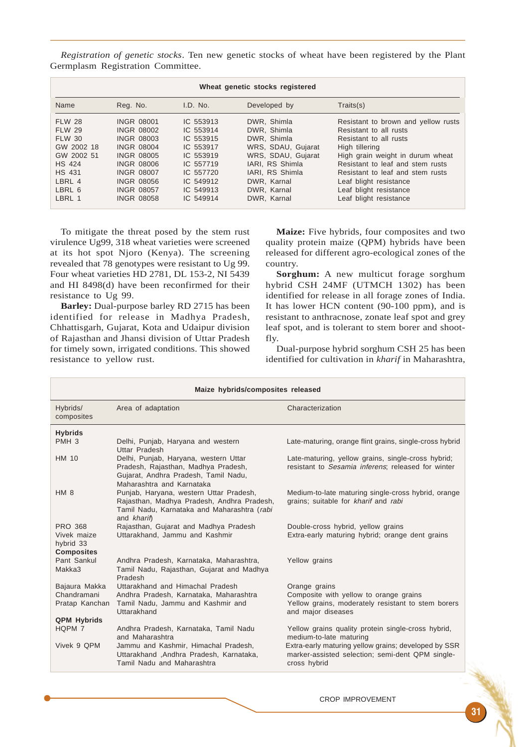*Registration of genetic stocks*. Ten new genetic stocks of wheat have been registered by the Plant Germplasm Registration Committee.

**Wheat genetic stocks registered**

| Name | Reg. No. | I.D. No. | Developed by | Traits(s) |
|---|---|---|---|---|
| FLW 28 | INGR 08001 | IC 553913 | DWR, Shimla | Resistant to brown and yellow rusts |
| FLW 29 | INGR 08002 | IC 553914 | DWR, Shimla | Resistant to all rusts |
| FLW 30 | INGR 08003 | IC 553915 | DWR, Shimla | Resistant to all rusts |
| GW 2002 18 | INGR 08004 | IC 553917 | WRS, SDAU, Gujarat | High tillering |
| GW 2002 51 | INGR 08005 | IC 553919 | WRS, SDAU, Gujarat | High grain weight in durum wheat |
| HS 424 | INGR 08006 | IC 557719 | IARI, RS Shimla | Resistant to leaf and stem rusts |
| HS 431 | INGR 08007 | IC 557720 | IARI, RS Shimla | Resistant to leaf and stem rusts |
| LBRL 4 | INGR 08056 | IC 549912 | DWR, Karnal | Leaf blight resistance |
| LBRL 6 | INGR 08057 | IC 549913 | DWR, Karnal | Leaf blight resistance |
| LBRL 1 | INGR 08058 | IC 549914 | DWR, Karnal | Leaf blight resistance |

To mitigate the threat posed by the stem rust virulence Ug99, 318 wheat varieties were screened at its hot spot Njoro (Kenya). The screening revealed that 78 genotypes were resistant to Ug 99. Four wheat varieties HD 2781, DL 153-2, NI 5439 and HI 8498(d) have been reconfirmed for their resistance to Ug 99.

**Barley:** Dual-purpose barley RD 2715 has been identified for release in Madhya Pradesh, Chhattisgarh, Gujarat, Kota and Udaipur division of Rajasthan and Jhansi division of Uttar Pradesh for timely sown, irrigated conditions. This showed resistance to yellow rust.

**Maize:** Five hybrids, four composites and two quality protein maize (QPM) hybrids have been released for different agro-ecological zones of the country.

**Sorghum:** A new multicut forage sorghum hybrid CSH 24MF (UTMCH 1302) has been identified for release in all forage zones of India. It has lower HCN content (90-100 ppm), and is resistant to anthracnose, zonate leaf spot and grey leaf spot, and is tolerant to stem borer and shoot-fly.

Dual-purpose hybrid sorghum CSH 25 has been identified for cultivation in *kharif* in Maharashtra,

**Maize hybrids/composites released**

| Hybrids/ composites | Area of adaptation | Characterization |
|---|---|---|
| **Hybrids** | | |
| PMH 3 | Delhi, Punjab, Haryana and western Uttar Pradesh | Late-maturing, orange flint grains, single-cross hybrid |
| HM 10 | Delhi, Punjab, Haryana, western Uttar Pradesh, Rajasthan, Madhya Pradesh, Gujarat, Andhra Pradesh, Tamil Nadu, Maharashtra and Karnataka | Late-maturing, yellow grains, single-cross hybrid; resistant to *Sesamia inferens*; released for winter |
| HM 8 | Punjab, Haryana, western Uttar Pradesh, Rajasthan, Madhya Pradesh, Andhra Pradesh, Tamil Nadu, Karnataka and Maharashtra (*rabi* and *kharif*) | Medium-to-late maturing single-cross hybrid, orange grains; suitable for *kharif* and *rabi* |
| PRO 368 | Rajasthan, Gujarat and Madhya Pradesh | Double-cross hybrid, yellow grains |
| Vivek maize hybrid 33 | Uttarakhand, Jammu and Kashmir | Extra-early maturing hybrid; orange dent grains |
| **Composites** | | |
| Pant Sankul Makka3 | Andhra Pradesh, Karnataka, Maharashtra, Tamil Nadu, Rajasthan, Gujarat and Madhya Pradesh | Yellow grains |
| Bajaura Makka | Uttarakhand and Himachal Pradesh | Orange grains |
| Chandramani | Andhra Pradesh, Karnataka, Maharashtra | Composite with yellow to orange grains |
| Pratap Kanchan | Tamil Nadu, Jammu and Kashmir and Uttarakhand | Yellow grains, moderately resistant to stem borers and major diseases |
| **QPM Hybrids** | | |
| HQPM 7 | Andhra Pradesh, Karnataka, Tamil Nadu and Maharashtra | Yellow grains quality protein single-cross hybrid, medium-to-late maturing |
| Vivek 9 QPM | Jammu and Kashmir, Himachal Pradesh, Uttarakhand ,Andhra Pradesh, Karnataka, Tamil Nadu and Maharashtra | Extra-early maturing yellow grains; developed by SSR marker-assisted selection; semi-dent QPM single-cross hybrid |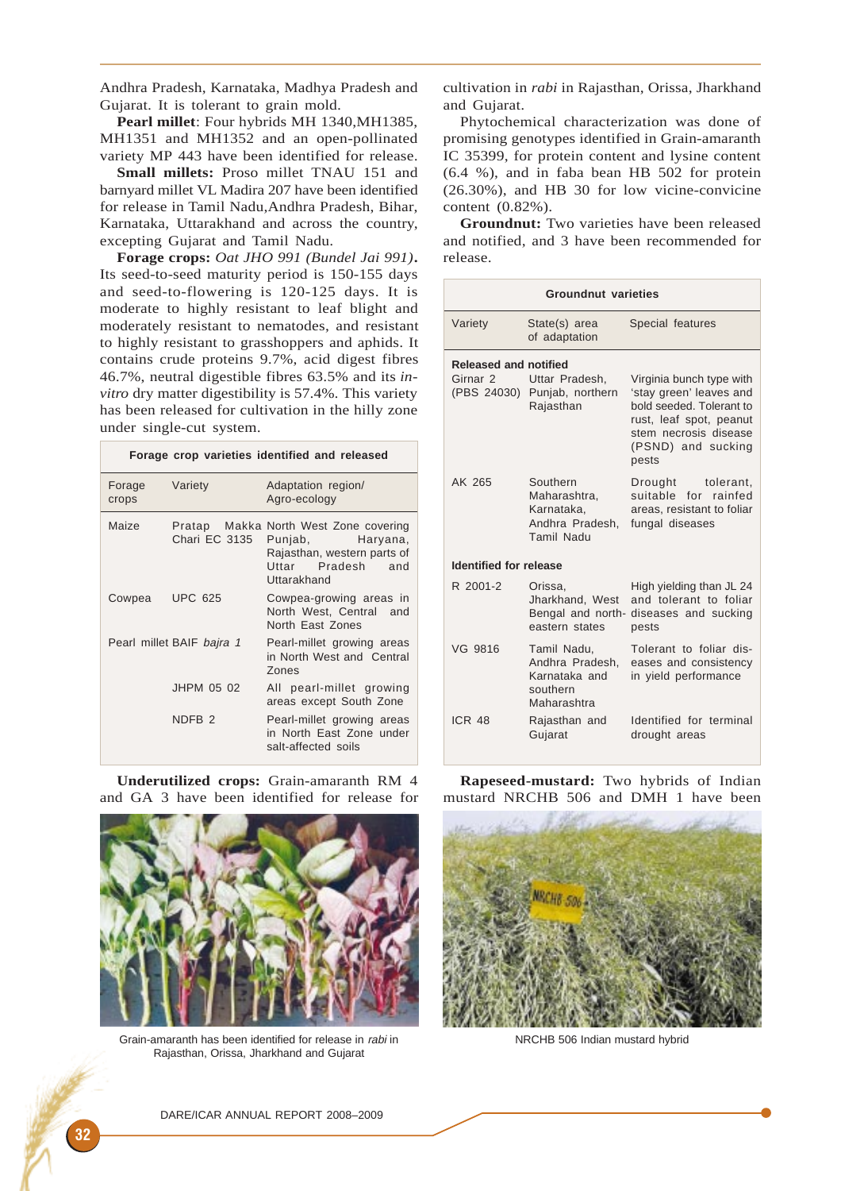Andhra Pradesh, Karnataka, Madhya Pradesh and Gujarat. It is tolerant to grain mold.

**Pearl millet**: Four hybrids MH 1340,MH1385, MH1351 and MH1352 and an open-pollinated variety MP 443 have been identified for release.

**Small millets:** Proso millet TNAU 151 and barnyard millet VL Madira 207 have been identified for release in Tamil Nadu,Andhra Pradesh, Bihar, Karnataka, Uttarakhand and across the country, excepting Gujarat and Tamil Nadu.

**Forage crops:** *Oat JHO 991 (Bundel Jai 991)***.** Its seed-to-seed maturity period is 150-155 days and seed-to-flowering is 120-125 days. It is moderate to highly resistant to leaf blight and moderately resistant to nematodes, and resistant to highly resistant to grasshoppers and aphids. It contains crude proteins 9.7%, acid digest fibres 46.7%, neutral digestible fibres 63.5% and its *in-vitro* dry matter digestibility is 57.4%. This variety has been released for cultivation in the hilly zone under single-cut system.

**Forage crop varieties identified and released**

| Forage crops | Variety | Adaptation region/ Agro-ecology |
|---|---|---|
| Maize | Pratap Makka Chari EC 3135 | North West Zone covering Punjab, Haryana, Rajasthan, western parts of Uttar Pradesh and Uttarakhand |
| Cowpea | UPC 625 | Cowpea-growing areas in North West, Central and North East Zones |
| Pearl millet | BAIF *bajra 1* | Pearl-millet growing areas in North West and Central Zones |
| | JHPM 05 02 | All pearl-millet growing areas except South Zone |
| | NDFB 2 | Pearl-millet growing areas in North East Zone under salt-affected soils |

**Underutilized crops:** Grain-amaranth RM 4 and GA 3 have been identified for release for cultivation in *rabi* in Rajasthan, Orissa, Jharkhand and Gujarat.

Grain-amaranth has been identified for release in *rabi* in Rajasthan, Orissa, Jharkhand and Gujarat

Phytochemical characterization was done of promising genotypes identified in Grain-amaranth IC 35399, for protein content and lysine content (6.4 %), and in faba bean HB 502 for protein (26.30%), and HB 30 for low vicine-convicine content (0.82%).

**Groundnut:** Two varieties have been released and notified, and 3 have been recommended for release.

**Groundnut varieties**

| Variety | State(s) area of adaptation | Special features |
|---|---|---|
| **Released and notified** | | |
| Girnar 2 (PBS 24030) | Uttar Pradesh, Punjab, northern Rajasthan | Virginia bunch type with 'stay green' leaves and bold seeded. Tolerant to rust, leaf spot, peanut stem necrosis disease (PSND) and sucking pests |
| AK 265 | Southern Maharashtra, Karnataka, Andhra Pradesh, Tamil Nadu | Drought tolerant, suitable for rainfed areas, resistant to foliar fungal diseases |
| **Identified for release** | | |
| R 2001-2 | Orissa, Jharkhand, West Bengal and north-eastern states | High yielding than JL 24 and tolerant to foliar diseases and sucking pests |
| VG 9816 | Tamil Nadu, Andhra Pradesh, Karnataka and southern Maharashtra | Tolerant to foliar diseases and consistency in yield performance |
| ICR 48 | Rajasthan and Gujarat | Identified for terminal drought areas |

**Rapeseed-mustard:** Two hybrids of Indian mustard NRCHB 506 and DMH 1 have been

NRCHB 506 Indian mustard hybrid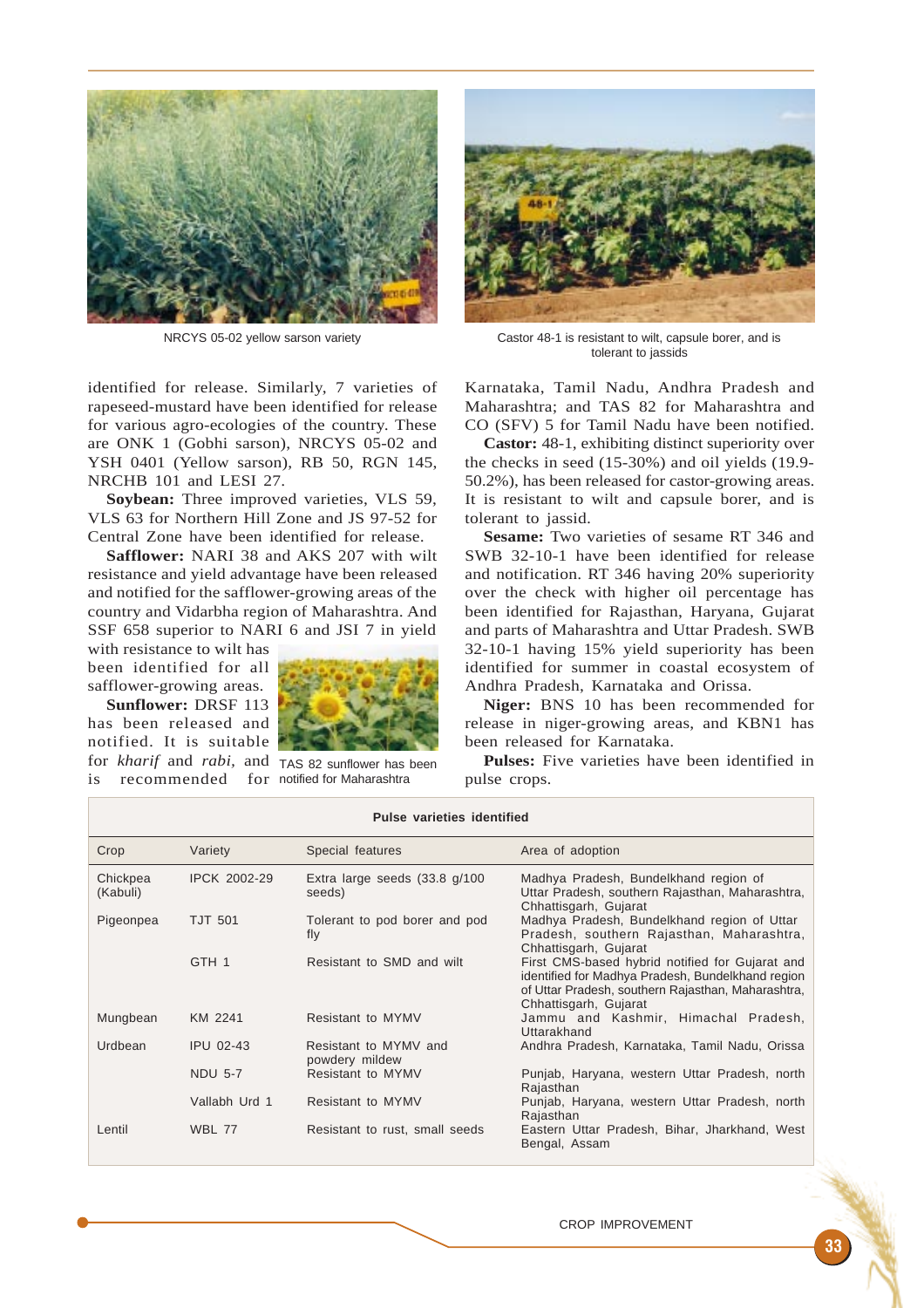NRCYS 05-02 yellow sarson variety

Castor 48-1 is resistant to wilt, capsule borer, and is tolerant to jassids

identified for release. Similarly, 7 varieties of rapeseed-mustard have been identified for release for various agro-ecologies of the country. These are ONK 1 (Gobhi sarson), NRCYS 05-02 and YSH 0401 (Yellow sarson), RB 50, RGN 145, NRCHB 101 and LESI 27.

**Soybean:** Three improved varieties, VLS 59, VLS 63 for Northern Hill Zone and JS 97-52 for Central Zone have been identified for release.

**Safflower:** NARI 38 and AKS 207 with wilt resistance and yield advantage have been released and notified for the safflower-growing areas of the country and Vidarbha region of Maharashtra. And SSF 658 superior to NARI 6 and JSI 7 in yield with resistance to wilt has been identified for all safflower-growing areas.

**Sunflower:** DRSF 113 has been released and notified. It is suitable for *kharif* and *rabi*, and is recommended for Karnataka, Tamil Nadu, Andhra Pradesh and Maharashtra; and TAS 82 for Maharashtra and CO (SFV) 5 for Tamil Nadu have been notified.

TAS 82 sunflower has been notified for Maharashtra

**Castor:** 48-1, exhibiting distinct superiority over the checks in seed (15-30%) and oil yields (19.9-50.2%), has been released for castor-growing areas. It is resistant to wilt and capsule borer, and is tolerant to jassid.

**Sesame:** Two varieties of sesame RT 346 and SWB 32-10-1 have been identified for release and notification. RT 346 having 20% superiority over the check with higher oil percentage has been identified for Rajasthan, Haryana, Gujarat and parts of Maharashtra and Uttar Pradesh. SWB 32-10-1 having 15% yield superiority has been identified for summer in coastal ecosystem of Andhra Pradesh, Karnataka and Orissa.

**Niger:** BNS 10 has been recommended for release in niger-growing areas, and KBN1 has been released for Karnataka.

**Pulses:** Five varieties have been identified in pulse crops.

**Pulse varieties identified**

| Crop | Variety | Special features | Area of adoption |
|---|---|---|---|
| Chickpea (Kabuli) | IPCK 2002-29 | Extra large seeds (33.8 g/100 seeds) | Madhya Pradesh, Bundelkhand region of Uttar Pradesh, southern Rajasthan, Maharashtra, Chhattisgarh, Gujarat |
| Pigeonpea | TJT 501 | Tolerant to pod borer and pod fly | Madhya Pradesh, Bundelkhand region of Uttar Pradesh, southern Rajasthan, Maharashtra, Chhattisgarh, Gujarat |
| | GTH 1 | Resistant to SMD and wilt | First CMS-based hybrid notified for Gujarat and identified for Madhya Pradesh, Bundelkhand region of Uttar Pradesh, southern Rajasthan, Maharashtra, Chhattisgarh, Gujarat |
| Mungbean | KM 2241 | Resistant to MYMV | Jammu and Kashmir, Himachal Pradesh, Uttarakhand |
| Urdbean | IPU 02-43 | Resistant to MYMV and powdery mildew | Andhra Pradesh, Karnataka, Tamil Nadu, Orissa |
| | NDU 5-7 | Resistant to MYMV | Punjab, Haryana, western Uttar Pradesh, north Rajasthan |
| | Vallabh Urd 1 | Resistant to MYMV | Punjab, Haryana, western Uttar Pradesh, north Rajasthan |
| Lentil | WBL 77 | Resistant to rust, small seeds | Eastern Uttar Pradesh, Bihar, Jharkhand, West Bengal, Assam |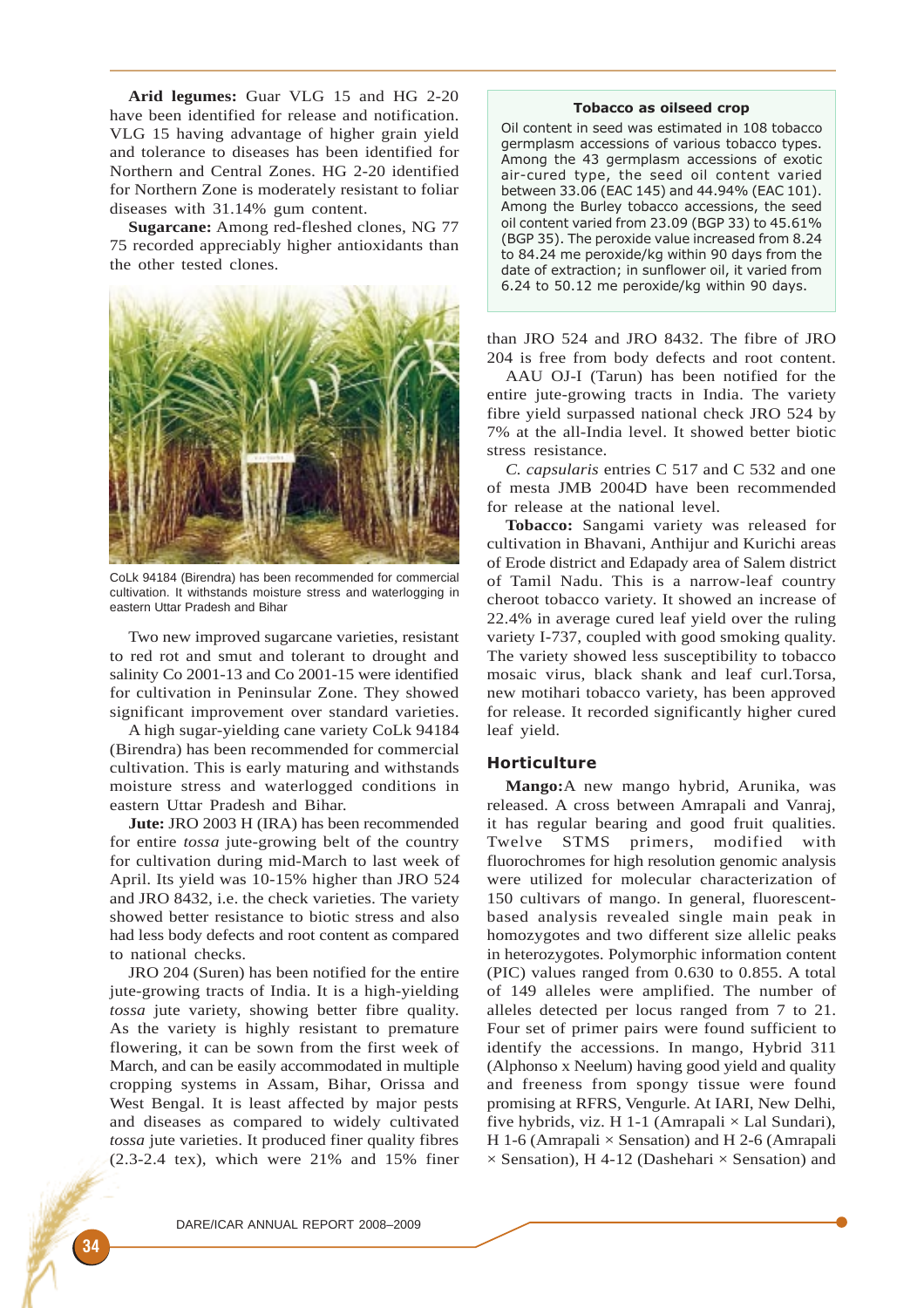**Arid legumes:** Guar VLG 15 and HG 2-20 have been identified for release and notification. VLG 15 having advantage of higher grain yield and tolerance to diseases has been identified for Northern and Central Zones. HG 2-20 identified for Northern Zone is moderately resistant to foliar diseases with 31.14% gum content.

**Sugarcane:** Among red-fleshed clones, NG 77 75 recorded appreciably higher antioxidants than the other tested clones.

CoLk 94184 (Birendra) has been recommended for commercial cultivation. It withstands moisture stress and waterlogging in eastern Uttar Pradesh and Bihar

Two new improved sugarcane varieties, resistant to red rot and smut and tolerant to drought and salinity Co 2001-13 and Co 2001-15 were identified for cultivation in Peninsular Zone. They showed significant improvement over standard varieties.

A high sugar-yielding cane variety CoLk 94184 (Birendra) has been recommended for commercial cultivation. This is early maturing and withstands moisture stress and waterlogged conditions in eastern Uttar Pradesh and Bihar.

**Jute:** JRO 2003 H (IRA) has been recommended for entire *tossa* jute-growing belt of the country for cultivation during mid-March to last week of April. Its yield was 10-15% higher than JRO 524 and JRO 8432, i.e. the check varieties. The variety showed better resistance to biotic stress and also had less body defects and root content as compared to national checks.

JRO 204 (Suren) has been notified for the entire jute-growing tracts of India. It is a high-yielding *tossa* jute variety, showing better fibre quality. As the variety is highly resistant to premature flowering, it can be sown from the first week of March, and can be easily accommodated in multiple cropping systems in Assam, Bihar, Orissa and West Bengal. It is least affected by major pests and diseases as compared to widely cultivated *tossa* jute varieties. It produced finer quality fibres (2.3-2.4 tex), which were 21% and 15% finer than JRO 524 and JRO 8432. The fibre of JRO 204 is free from body defects and root content.

AAU OJ-I (Tarun) has been notified for the entire jute-growing tracts in India. The variety fibre yield surpassed national check JRO 524 by 7% at the all-India level. It showed better biotic stress resistance.

*C. capsularis* entries C 517 and C 532 and one of mesta JMB 2004D have been recommended for release at the national level.

**Tobacco:** Sangami variety was released for cultivation in Bhavani, Anthijur and Kurichi areas of Erode district and Edapady area of Salem district of Tamil Nadu. This is a narrow-leaf country cheroot tobacco variety. It showed an increase of 22.4% in average cured leaf yield over the ruling variety I-737, coupled with good smoking quality. The variety showed less susceptibility to tobacco mosaic virus, black shank and leaf curl.Torsa, new motihari tobacco variety, has been approved for release. It recorded significantly higher cured leaf yield.

> **Tobacco as oilseed crop**
>
> Oil content in seed was estimated in 108 tobacco germplasm accessions of various tobacco types. Among the 43 germplasm accessions of exotic air-cured type, the seed oil content varied between 33.06 (EAC 145) and 44.94% (EAC 101). Among the Burley tobacco accessions, the seed oil content varied from 23.09 (BGP 33) to 45.61% (BGP 35). The peroxide value increased from 8.24 to 84.24 me peroxide/kg within 90 days from the date of extraction; in sunflower oil, it varied from 6.24 to 50.12 me peroxide/kg within 90 days.

## Horticulture

**Mango:**A new mango hybrid, Arunika, was released. A cross between Amrapali and Vanraj, it has regular bearing and good fruit qualities. Twelve STMS primers, modified with fluorochromes for high resolution genomic analysis were utilized for molecular characterization of 150 cultivars of mango. In general, fluorescent-based analysis revealed single main peak in homozygotes and two different size allelic peaks in heterozygotes. Polymorphic information content (PIC) values ranged from 0.630 to 0.855. A total of 149 alleles were amplified. The number of alleles detected per locus ranged from 7 to 21. Four set of primer pairs were found sufficient to identify the accessions. In mango, Hybrid 311 (Alphonso x Neelum) having good yield and quality and freeness from spongy tissue were found promising at RFRS, Vengurle. At IARI, New Delhi, five hybrids, viz. H 1-1 (Amrapali × Lal Sundari), H 1-6 (Amrapali × Sensation) and H 2-6 (Amrapali × Sensation), H 4-12 (Dashehari × Sensation) and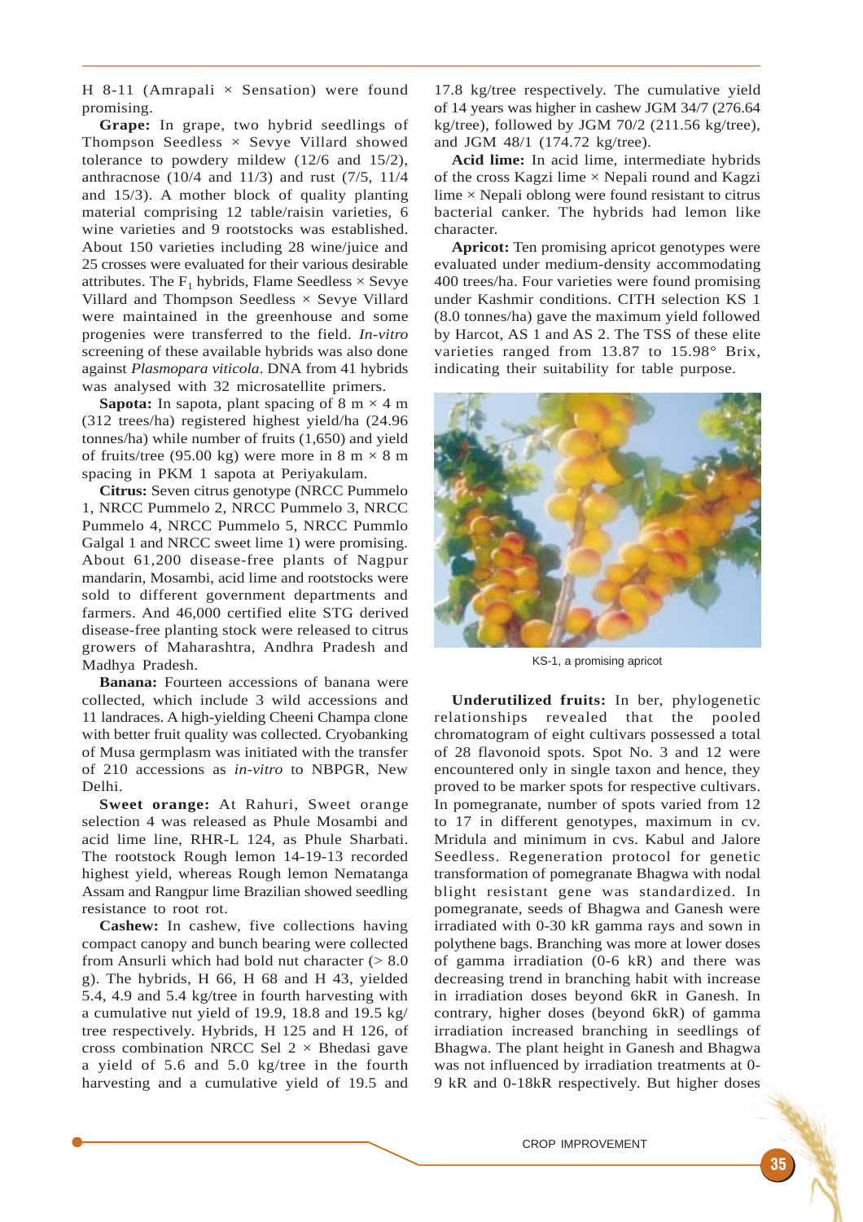H 8-11 (Amrapali × Sensation) were found promising.

**Grape:** In grape, two hybrid seedlings of Thompson Seedless × Sevye Villard showed tolerance to powdery mildew (12/6 and 15/2), anthracnose (10/4 and 11/3) and rust (7/5, 11/4 and 15/3). A mother block of quality planting material comprising 12 table/raisin varieties, 6 wine varieties and 9 rootstocks was established. About 150 varieties including 28 wine/juice and 25 crosses were evaluated for their various desirable attributes. The $F_1$ hybrids, Flame Seedless × Sevye Villard and Thompson Seedless × Sevye Villard were maintained in the greenhouse and some progenies were transferred to the field. *In-vitro* screening of these available hybrids was also done against *Plasmopara viticola*. DNA from 41 hybrids was analysed with 32 microsatellite primers.

**Sapota:** In sapota, plant spacing of 8 m × 4 m (312 trees/ha) registered highest yield/ha (24.96 tonnes/ha) while number of fruits (1,650) and yield of fruits/tree (95.00 kg) were more in 8 m × 8 m spacing in PKM 1 sapota at Periyakulam.

**Citrus:** Seven citrus genotype (NRCC Pummelo 1, NRCC Pummelo 2, NRCC Pummelo 3, NRCC Pummelo 4, NRCC Pummelo 5, NRCC Pummlo Galgal 1 and NRCC sweet lime 1) were promising. About 61,200 disease-free plants of Nagpur mandarin, Mosambi, acid lime and rootstocks were sold to different government departments and farmers. And 46,000 certified elite STG derived disease-free planting stock were released to citrus growers of Maharashtra, Andhra Pradesh and Madhya Pradesh.

**Banana:** Fourteen accessions of banana were collected, which include 3 wild accessions and 11 landraces. A high-yielding Cheeni Champa clone with better fruit quality was collected. Cryobanking of Musa germplasm was initiated with the transfer of 210 accessions as *in-vitro* to NBPGR, New Delhi.

**Sweet orange:** At Rahuri, Sweet orange selection 4 was released as Phule Mosambi and acid lime line, RHR-L 124, as Phule Sharbati. The rootstock Rough lemon 14-19-13 recorded highest yield, whereas Rough lemon Nematanga Assam and Rangpur lime Brazilian showed seedling resistance to root rot.

**Cashew:** In cashew, five collections having compact canopy and bunch bearing were collected from Ansurli which had bold nut character (> 8.0 g). The hybrids, H 66, H 68 and H 43, yielded 5.4, 4.9 and 5.4 kg/tree in fourth harvesting with a cumulative nut yield of 19.9, 18.8 and 19.5 kg/tree respectively. Hybrids, H 125 and H 126, of cross combination NRCC Sel 2 × Bhedasi gave a yield of 5.6 and 5.0 kg/tree in the fourth harvesting and a cumulative yield of 19.5 and 17.8 kg/tree respectively. The cumulative yield of 14 years was higher in cashew JGM 34/7 (276.64 kg/tree), followed by JGM 70/2 (211.56 kg/tree), and JGM 48/1 (174.72 kg/tree).

**Acid lime:** In acid lime, intermediate hybrids of the cross Kagzi lime × Nepali round and Kagzi lime × Nepali oblong were found resistant to citrus bacterial canker. The hybrids had lemon like character.

**Apricot:** Ten promising apricot genotypes were evaluated under medium-density accommodating 400 trees/ha. Four varieties were found promising under Kashmir conditions. CITH selection KS 1 (8.0 tonnes/ha) gave the maximum yield followed by Harcot, AS 1 and AS 2. The TSS of these elite varieties ranged from 13.87 to 15.98° Brix, indicating their suitability for table purpose.

KS-1, a promising apricot

**Underutilized fruits:** In ber, phylogenetic relationships revealed that the pooled chromatogram of eight cultivars possessed a total of 28 flavonoid spots. Spot No. 3 and 12 were encountered only in single taxon and hence, they proved to be marker spots for respective cultivars. In pomegranate, number of spots varied from 12 to 17 in different genotypes, maximum in cv. Mridula and minimum in cvs. Kabul and Jalore Seedless. Regeneration protocol for genetic transformation of pomegranate Bhagwa with nodal blight resistant gene was standardized. In pomegranate, seeds of Bhagwa and Ganesh were irradiated with 0-30 kR gamma rays and sown in polythene bags. Branching was more at lower doses of gamma irradiation (0-6 kR) and there was decreasing trend in branching habit with increase in irradiation doses beyond 6kR in Ganesh. In contrary, higher doses (beyond 6kR) of gamma irradiation increased branching in seedlings of Bhagwa. The plant height in Ganesh and Bhagwa was not influenced by irradiation treatments at 0-9 kR and 0-18kR respectively. But higher doses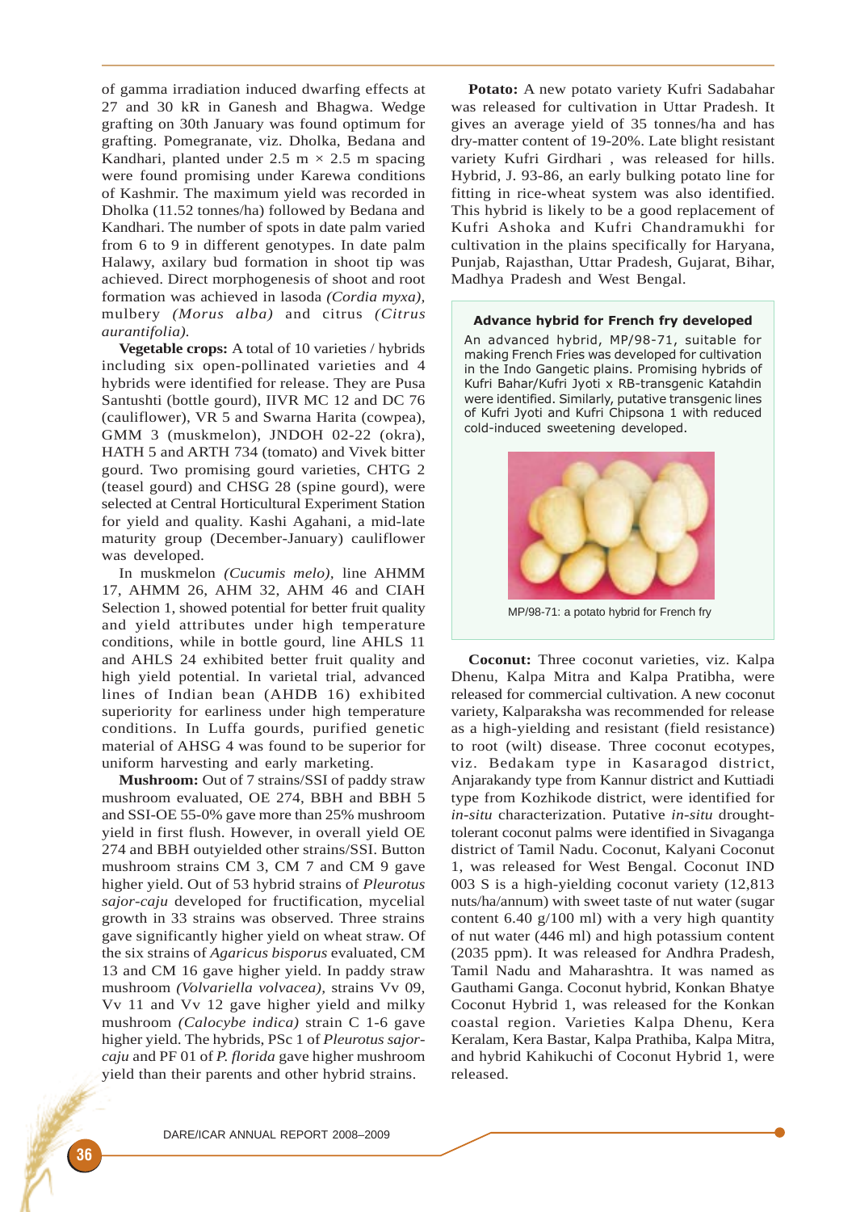of gamma irradiation induced dwarfing effects at 27 and 30 kR in Ganesh and Bhagwa. Wedge grafting on 30th January was found optimum for grafting. Pomegranate, viz. Dholka, Bedana and Kandhari, planted under 2.5 m × 2.5 m spacing were found promising under Karewa conditions of Kashmir. The maximum yield was recorded in Dholka (11.52 tonnes/ha) followed by Bedana and Kandhari. The number of spots in date palm varied from 6 to 9 in different genotypes. In date palm Halawy, axilary bud formation in shoot tip was achieved. Direct morphogenesis of shoot and root formation was achieved in lasoda *(Cordia myxa)*, mulbery *(Morus alba)* and citrus *(Citrus aurantifolia)*.

**Vegetable crops:** A total of 10 varieties / hybrids including six open-pollinated varieties and 4 hybrids were identified for release. They are Pusa Santushti (bottle gourd), IIVR MC 12 and DC 76 (cauliflower), VR 5 and Swarna Harita (cowpea), GMM 3 (muskmelon), JNDOH 02-22 (okra), HATH 5 and ARTH 734 (tomato) and Vivek bitter gourd. Two promising gourd varieties, CHTG 2 (teasel gourd) and CHSG 28 (spine gourd), were selected at Central Horticultural Experiment Station for yield and quality. Kashi Agahani, a mid-late maturity group (December-January) cauliflower was developed.

In muskmelon *(Cucumis melo)*, line AHMM 17, AHMM 26, AHM 32, AHM 46 and CIAH Selection 1, showed potential for better fruit quality and yield attributes under high temperature conditions, while in bottle gourd, line AHLS 11 and AHLS 24 exhibited better fruit quality and high yield potential. In varietal trial, advanced lines of Indian bean (AHDB 16) exhibited superiority for earliness under high temperature conditions. In Luffa gourds, purified genetic material of AHSG 4 was found to be superior for uniform harvesting and early marketing.

**Mushroom:** Out of 7 strains/SSI of paddy straw mushroom evaluated, OE 274, BBH and BBH 5 and SSI-OE 55-0% gave more than 25% mushroom yield in first flush. However, in overall yield OE 274 and BBH outyielded other strains/SSI. Button mushroom strains CM 3, CM 7 and CM 9 gave higher yield. Out of 53 hybrid strains of *Pleurotus sajor-caju* developed for fructification, mycelial growth in 33 strains was observed. Three strains gave significantly higher yield on wheat straw. Of the six strains of *Agaricus bisporus* evaluated, CM 13 and CM 16 gave higher yield. In paddy straw mushroom *(Volvariella volvacea)*, strains Vv 09, Vv 11 and Vv 12 gave higher yield and milky mushroom *(Calocybe indica)* strain C 1-6 gave higher yield. The hybrids, PSc 1 of *Pleurotus sajor-caju* and PF 01 of *P. florida* gave higher mushroom yield than their parents and other hybrid strains.

**Potato:** A new potato variety Kufri Sadabahar was released for cultivation in Uttar Pradesh. It gives an average yield of 35 tonnes/ha and has dry-matter content of 19-20%. Late blight resistant variety Kufri Girdhari , was released for hills. Hybrid, J. 93-86, an early bulking potato line for fitting in rice-wheat system was also identified. This hybrid is likely to be a good replacement of Kufri Ashoka and Kufri Chandramukhi for cultivation in the plains specifically for Haryana, Punjab, Rajasthan, Uttar Pradesh, Gujarat, Bihar, Madhya Pradesh and West Bengal.

**Advance hybrid for French fry developed**

An advanced hybrid, MP/98-71, suitable for making French Fries was developed for cultivation in the Indo Gangetic plains. Promising hybrids of Kufri Bahar/Kufri Jyoti x RB-transgenic Katahdin were identified. Similarly, putative transgenic lines of Kufri Jyoti and Kufri Chipsona 1 with reduced cold-induced sweetening developed.

MP/98-71: a potato hybrid for French fry

**Coconut:** Three coconut varieties, viz. Kalpa Dhenu, Kalpa Mitra and Kalpa Pratibha, were released for commercial cultivation. A new coconut variety, Kalparaksha was recommended for release as a high-yielding and resistant (field resistance) to root (wilt) disease. Three coconut ecotypes, viz. Bedakam type in Kasaragod district, Anjarakandy type from Kannur district and Kuttiadi type from Kozhikode district, were identified for *in-situ* characterization. Putative *in-situ* drought-tolerant coconut palms were identified in Sivaganga district of Tamil Nadu. Coconut, Kalyani Coconut 1, was released for West Bengal. Coconut IND 003 S is a high-yielding coconut variety (12,813 nuts/ha/annum) with sweet taste of nut water (sugar content 6.40 g/100 ml) with a very high quantity of nut water (446 ml) and high potassium content (2035 ppm). It was released for Andhra Pradesh, Tamil Nadu and Maharashtra. It was named as Gauthami Ganga. Coconut hybrid, Konkan Bhatye Coconut Hybrid 1, was released for the Konkan coastal region. Varieties Kalpa Dhenu, Kera Keralam, Kera Bastar, Kalpa Prathiba, Kalpa Mitra, and hybrid Kahikuchi of Coconut Hybrid 1, were released.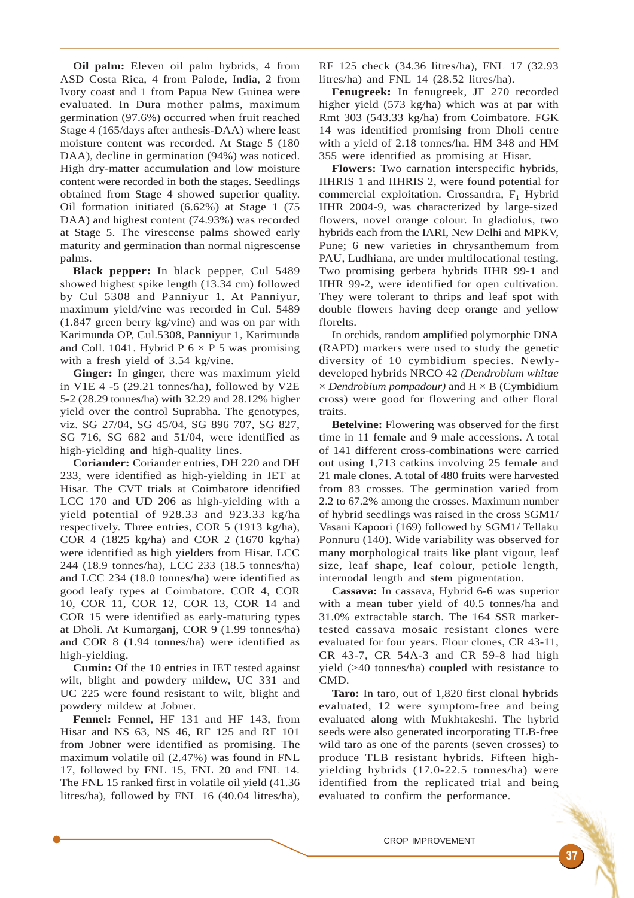**Oil palm:** Eleven oil palm hybrids, 4 from ASD Costa Rica, 4 from Palode, India, 2 from Ivory coast and 1 from Papua New Guinea were evaluated. In Dura mother palms, maximum germination (97.6%) occurred when fruit reached Stage 4 (165/days after anthesis-DAA) where least moisture content was recorded. At Stage 5 (180 DAA), decline in germination (94%) was noticed. High dry-matter accumulation and low moisture content were recorded in both the stages. Seedlings obtained from Stage 4 showed superior quality. Oil formation initiated (6.62%) at Stage 1 (75 DAA) and highest content (74.93%) was recorded at Stage 5. The virescense palms showed early maturity and germination than normal nigrescense palms.

**Black pepper:** In black pepper, Cul 5489 showed highest spike length (13.34 cm) followed by Cul 5308 and Panniyur 1. At Panniyur, maximum yield/vine was recorded in Cul. 5489 (1.847 green berry kg/vine) and was on par with Karimunda OP, Cul.5308, Panniyur 1, Karimunda and Coll. 1041. Hybrid P 6 × P 5 was promising with a fresh yield of 3.54 kg/vine.

**Ginger:** In ginger, there was maximum yield in V1E 4 -5 (29.21 tonnes/ha), followed by V2E 5-2 (28.29 tonnes/ha) with 32.29 and 28.12% higher yield over the control Suprabha. The genotypes, viz. SG 27/04, SG 45/04, SG 896 707, SG 827, SG 716, SG 682 and 51/04, were identified as high-yielding and high-quality lines.

**Coriander:** Coriander entries, DH 220 and DH 233, were identified as high-yielding in IET at Hisar. The CVT trials at Coimbatore identified LCC 170 and UD 206 as high-yielding with a yield potential of 928.33 and 923.33 kg/ha respectively. Three entries, COR 5 (1913 kg/ha), COR 4 (1825 kg/ha) and COR 2 (1670 kg/ha) were identified as high yielders from Hisar. LCC 244 (18.9 tonnes/ha), LCC 233 (18.5 tonnes/ha) and LCC 234 (18.0 tonnes/ha) were identified as good leafy types at Coimbatore. COR 4, COR 10, COR 11, COR 12, COR 13, COR 14 and COR 15 were identified as early-maturing types at Dholi. At Kumarganj, COR 9 (1.99 tonnes/ha) and COR 8 (1.94 tonnes/ha) were identified as high-yielding.

**Cumin:** Of the 10 entries in IET tested against wilt, blight and powdery mildew, UC 331 and UC 225 were found resistant to wilt, blight and powdery mildew at Jobner.

**Fennel:** Fennel, HF 131 and HF 143, from Hisar and NS 63, NS 46, RF 125 and RF 101 from Jobner were identified as promising. The maximum volatile oil (2.47%) was found in FNL 17, followed by FNL 15, FNL 20 and FNL 14. The FNL 15 ranked first in volatile oil yield (41.36 litres/ha), followed by FNL 16 (40.04 litres/ha), RF 125 check (34.36 litres/ha), FNL 17 (32.93 litres/ha) and FNL 14 (28.52 litres/ha).

**Fenugreek:** In fenugreek, JF 270 recorded higher yield (573 kg/ha) which was at par with Rmt 303 (543.33 kg/ha) from Coimbatore. FGK 14 was identified promising from Dholi centre with a yield of 2.18 tonnes/ha. HM 348 and HM 355 were identified as promising at Hisar.

**Flowers:** Two carnation interspecific hybrids, IIHRIS 1 and IIHRIS 2, were found potential for commercial exploitation. Crossandra, $F_1$ Hybrid IIHR 2004-9, was characterized by large-sized flowers, novel orange colour. In gladiolus, two hybrids each from the IARI, New Delhi and MPKV, Pune; 6 new varieties in chrysanthemum from PAU, Ludhiana, are under multilocational testing. Two promising gerbera hybrids IIHR 99-1 and IIHR 99-2, were identified for open cultivation. They were tolerant to thrips and leaf spot with double flowers having deep orange and yellow florelts.

In orchids, random amplified polymorphic DNA (RAPD) markers were used to study the genetic diversity of 10 cymbidium species. Newly-developed hybrids NRCO 42 *(Dendrobium whitae × Dendrobium pompadour)* and H × B (Cymbidium cross) were good for flowering and other floral traits.

**Betelvine:** Flowering was observed for the first time in 11 female and 9 male accessions. A total of 141 different cross-combinations were carried out using 1,713 catkins involving 25 female and 21 male clones. A total of 480 fruits were harvested from 83 crosses. The germination varied from 2.2 to 67.2% among the crosses. Maximum number of hybrid seedlings was raised in the cross SGM1/ Vasani Kapoori (169) followed by SGM1/ Tellaku Ponnuru (140). Wide variability was observed for many morphological traits like plant vigour, leaf size, leaf shape, leaf colour, petiole length, internodal length and stem pigmentation.

**Cassava:** In cassava, Hybrid 6-6 was superior with a mean tuber yield of 40.5 tonnes/ha and 31.0% extractable starch. The 164 SSR marker-tested cassava mosaic resistant clones were evaluated for four years. Flour clones, CR 43-11, CR 43-7, CR 54A-3 and CR 59-8 had high yield (>40 tonnes/ha) coupled with resistance to CMD.

**Taro:** In taro, out of 1,820 first clonal hybrids evaluated, 12 were symptom-free and being evaluated along with Mukhtakeshi. The hybrid seeds were also generated incorporating TLB-free wild taro as one of the parents (seven crosses) to produce TLB resistant hybrids. Fifteen high-yielding hybrids (17.0-22.5 tonnes/ha) were identified from the replicated trial and being evaluated to confirm the performance.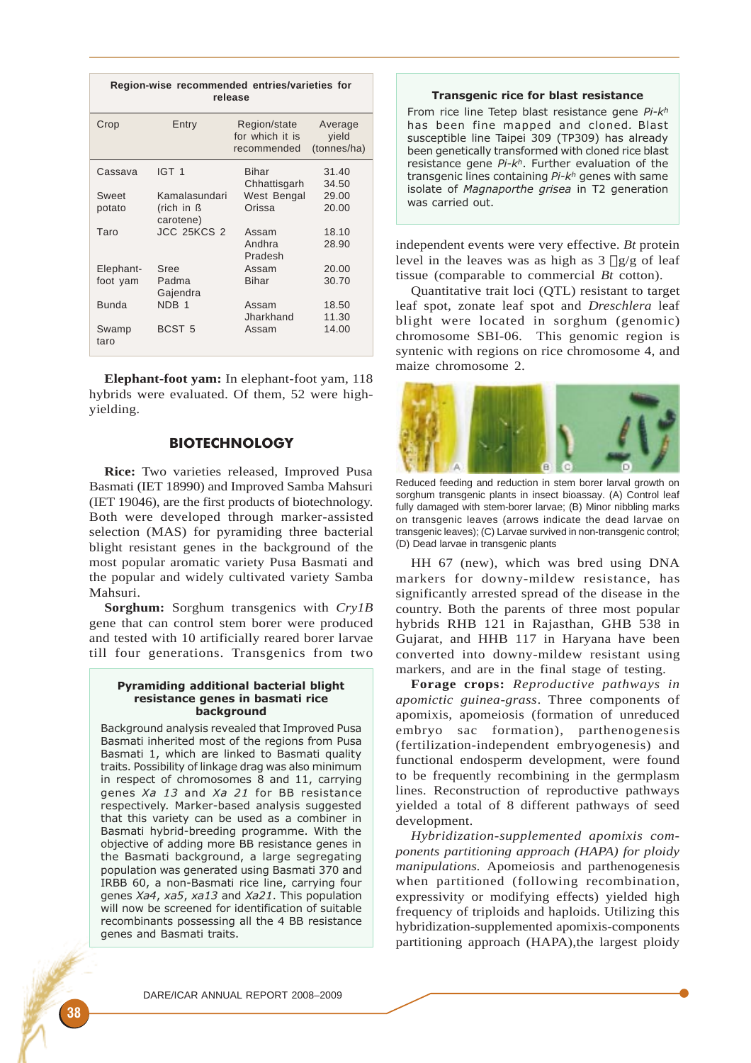**Region-wise recommended entries/varieties for release**

| Crop | Entry | Region/state for which it is recommended | Average yield (tonnes/ha) |
|---|---|---|---|
| Cassava | IGT 1 | Bihar | 31.40 |
| | | Chhattisgarh | 34.50 |
| Sweet potato | Kamalasundari (rich in ß carotene) | West Bengal | 29.00 |
| | | Orissa | 20.00 |
| Taro | JCC 25KCS 2 | Assam | 18.10 |
| | | Andhra Pradesh | 28.90 |
| Elephant-foot yam | Sree Padma Gajendra | Assam | 20.00 |
| | | Bihar | 30.70 |
| Bunda | NDB 1 | Assam | 18.50 |
| | | Jharkhand | 11.30 |
| Swamp taro | BCST 5 | Assam | 14.00 |

**Elephant-foot yam:** In elephant-foot yam, 118 hybrids were evaluated. Of them, 52 were high-yielding.

## BIOTECHNOLOGY

**Rice:** Two varieties released, Improved Pusa Basmati (IET 18990) and Improved Samba Mahsuri (IET 19046), are the first products of biotechnology. Both were developed through marker-assisted selection (MAS) for pyramiding three bacterial blight resistant genes in the background of the most popular aromatic variety Pusa Basmati and the popular and widely cultivated variety Samba Mahsuri.

**Sorghum:** Sorghum transgenics with *Cry1B* gene that can control stem borer were produced and tested with 10 artificially reared borer larvae till four generations. Transgenics from two independent events were very effective. *Bt* protein level in the leaves was as high as 3 µg/g of leaf tissue (comparable to commercial *Bt* cotton).

### Pyramiding additional bacterial blight resistance genes in basmati rice background

Background analysis revealed that Improved Pusa Basmati inherited most of the regions from Pusa Basmati 1, which are linked to Basmati quality traits. Possibility of linkage drag was also minimum in respect of chromosomes 8 and 11, carrying genes *Xa 13* and *Xa 21* for BB resistance respectively. Marker-based analysis suggested that this variety can be used as a combiner in Basmati hybrid-breeding programme. With the objective of adding more BB resistance genes in the Basmati background, a large segregating population was generated using Basmati 370 and IRBB 60, a non-Basmati rice line, carrying four genes *Xa4*, *xa5*, *xa13* and *Xa21*. This population will now be screened for identification of suitable recombinants possessing all the 4 BB resistance genes and Basmati traits.

### Transgenic rice for blast resistance

From rice line Tetep blast resistance gene *Pi-k^h^* has been fine mapped and cloned. Blast susceptible line Taipei 309 (TP309) has already been genetically transformed with cloned rice blast resistance gene *Pi-k^h^*. Further evaluation of the transgenic lines containing *Pi-k^h^* genes with same isolate of *Magnaporthe grisea* in T2 generation was carried out.

Quantitative trait loci (QTL) resistant to target leaf spot, zonate leaf spot and *Dreschlera* leaf blight were located in sorghum (genomic) chromosome SBI-06. This genomic region is syntenic with regions on rice chromosome 4, and maize chromosome 2.

Reduced feeding and reduction in stem borer larval growth on sorghum transgenic plants in insect bioassay. (A) Control leaf fully damaged with stem-borer larvae; (B) Minor nibbling marks on transgenic leaves (arrows indicate the dead larvae on transgenic leaves); (C) Larvae survived in non-transgenic control; (D) Dead larvae in transgenic plants

HH 67 (new), which was bred using DNA markers for downy-mildew resistance, has significantly arrested spread of the disease in the country. Both the parents of three most popular hybrids RHB 121 in Rajasthan, GHB 538 in Gujarat, and HHB 117 in Haryana have been converted into downy-mildew resistant using markers, and are in the final stage of testing.

**Forage crops:** *Reproductive pathways in apomictic guinea-grass*. Three components of apomixis, apomeiosis (formation of unreduced embryo sac formation), parthenogenesis (fertilization-independent embryogenesis) and functional endosperm development, were found to be frequently recombining in the germplasm lines. Reconstruction of reproductive pathways yielded a total of 8 different pathways of seed development.

*Hybridization-supplemented apomixis components partitioning approach (HAPA) for ploidy manipulations.* Apomeiosis and parthenogenesis when partitioned (following recombination, expressivity or modifying effects) yielded high frequency of triploids and haploids. Utilizing this hybridization-supplemented apomixis-components partitioning approach (HAPA),the largest ploidy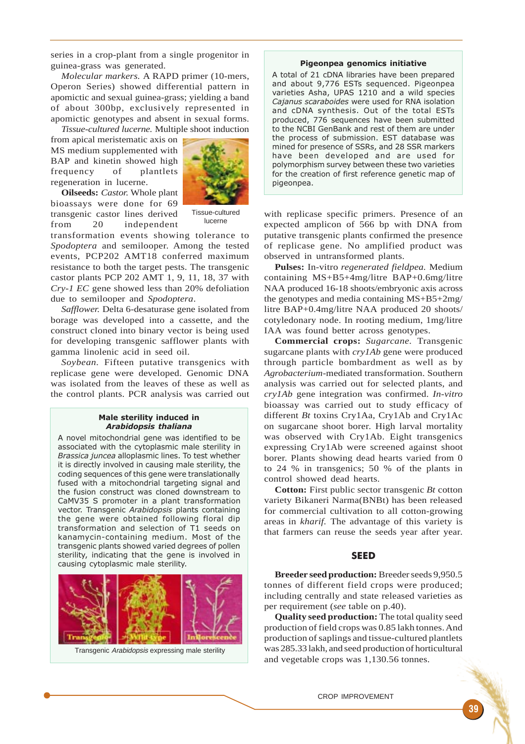series in a crop-plant from a single progenitor in guinea-grass was generated.

*Molecular markers.* A RAPD primer (10-mers, Operon Series) showed differential pattern in apomictic and sexual guinea-grass; yielding a band of about 300bp, exclusively represented in apomictic genotypes and absent in sexual forms.

*Tissue-cultured lucerne.* Multiple shoot induction from apical meristematic axis on MS medium supplemented with BAP and kinetin showed high frequency of plantlets regeneration in lucerne.

Tissue-cultured lucerne

**Oilseeds:** *Castor.* Whole plant bioassays were done for 69 transgenic castor lines derived from 20 independent transformation events showing tolerance to *Spodoptera* and semilooper. Among the tested events, PCP202 AMT18 conferred maximum resistance to both the target pests. The transgenic castor plants PCP 202 AMT 1, 9, 11, 18, 37 with *Cry-1 EC* gene showed less than 20% defoliation due to semilooper and *Spodoptera*.

*Safflower.* Delta 6-desaturase gene isolated from borage was developed into a cassette, and the construct cloned into binary vector is being used for developing transgenic safflower plants with gamma linolenic acid in seed oil.

*Soybean.* Fifteen putative transgenics with replicase gene were developed. Genomic DNA was isolated from the leaves of these as well as the control plants. PCR analysis was carried out with replicase specific primers. Presence of an expected amplicon of 566 bp with DNA from putative transgenic plants confirmed the presence of replicase gene. No amplified product was observed in untransformed plants.

> **Male sterility induced in *Arabidopsis thaliana***
>
> A novel mitochondrial gene was identified to be associated with the cytoplasmic male sterility in *Brassica juncea* alloplasmic lines. To test whether it is directly involved in causing male sterility, the coding sequences of this gene were translationally fused with a mitochondrial targeting signal and the fusion construct was cloned downstream to CaMV35 S promoter in a plant transformation vector. Transgenic *Arabidopsis* plants containing the gene were obtained following floral dip transformation and selection of T1 seeds on kanamycin-containing medium. Most of the transgenic plants showed varied degrees of pollen sterility, indicating that the gene is involved in causing cytoplasmic male sterility.
>
> Transgenic *Arabidopsis* expressing male sterility

> **Pigeonpea genomics initiative**
>
> A total of 21 cDNA libraries have been prepared and about 9,776 ESTs sequenced. Pigeonpea varieties Asha, UPAS 1210 and a wild species *Cajanus scaraboides* were used for RNA isolation and cDNA synthesis. Out of the total ESTs produced, 776 sequences have been submitted to the NCBI GenBank and rest of them are under the process of submission. EST database was mined for presence of SSRs, and 28 SSR markers have been developed and are used for polymorphism survey between these two varieties for the creation of first reference genetic map of pigeonpea.

**Pulses:** In-vitro *regenerated fieldpea.* Medium containing MS+B5+4mg/litre BAP+0.6mg/litre NAA produced 16-18 shoots/embryonic axis across the genotypes and media containing MS+B5+2mg/litre BAP+0.4mg/litre NAA produced 20 shoots/cotyledonary node. In rooting medium, 1mg/litre IAA was found better across genotypes.

**Commercial crops:** *Sugarcane.* Transgenic sugarcane plants with *cry1Ab* gene were produced through particle bombardment as well as by *Agrobacterium*-mediated transformation. Southern analysis was carried out for selected plants, and *cry1Ab* gene integration was confirmed. *In-vitro* bioassay was carried out to study efficacy of different *Bt* toxins Cry1Aa, Cry1Ab and Cry1Ac on sugarcane shoot borer. High larval mortality was observed with Cry1Ab. Eight transgenics expressing Cry1Ab were screened against shoot borer. Plants showing dead hearts varied from 0 to 24 % in transgenics; 50 % of the plants in control showed dead hearts.

**Cotton:** First public sector transgenic *Bt* cotton variety Bikaneri Narma(BNBt) has been released for commercial cultivation to all cotton-growing areas in *kharif.* The advantage of this variety is that farmers can reuse the seeds year after year.

## SEED

**Breeder seed production:** Breeder seeds 9,950.5 tonnes of different field crops were produced; including centrally and state released varieties as per requirement (*see* table on p.40).

**Quality seed production:** The total quality seed production of field crops was 0.85 lakh tonnes. And production of saplings and tissue-cultured plantlets was 285.33 lakh, and seed production of horticultural and vegetable crops was 1,130.56 tonnes.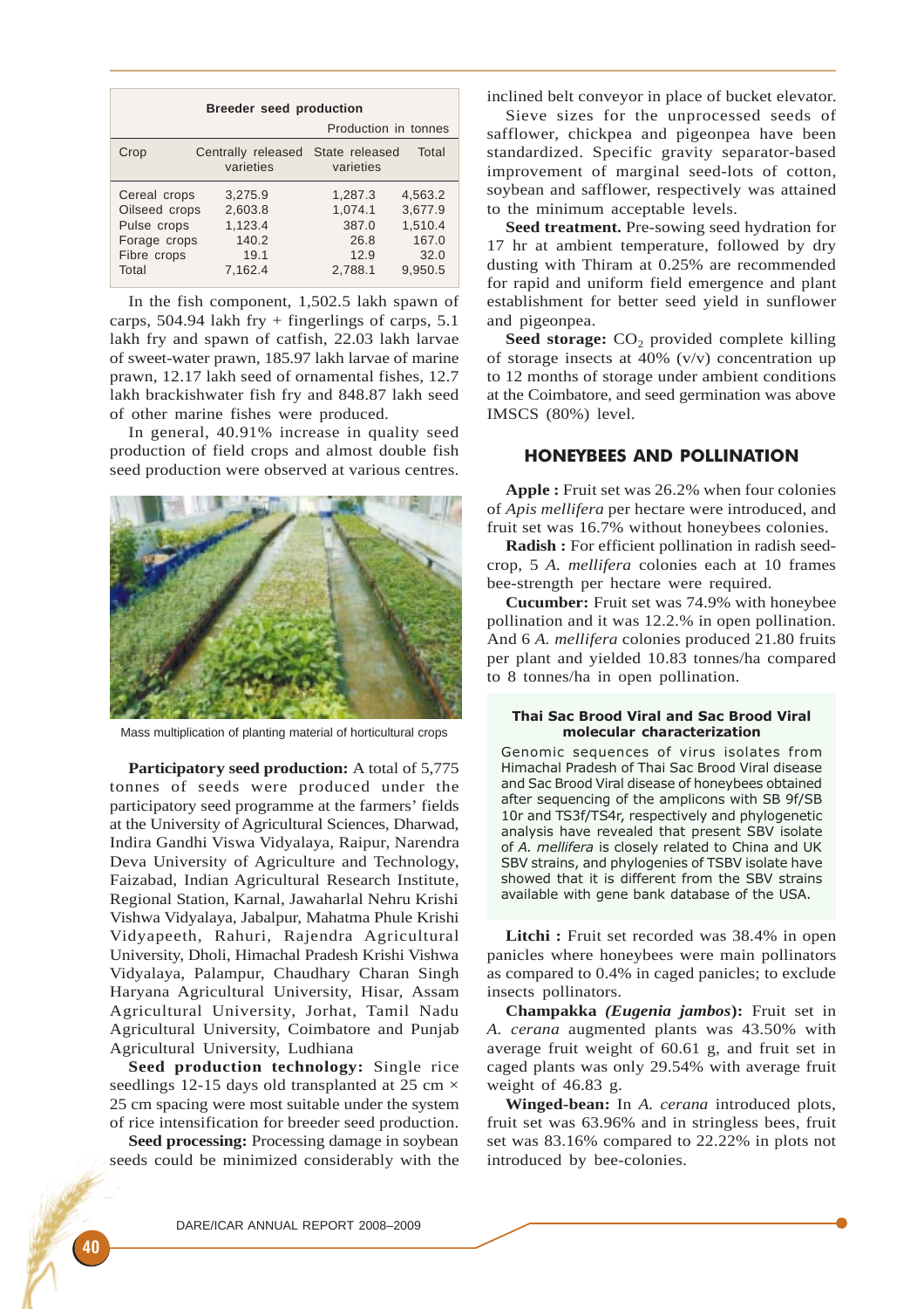**Breeder seed production**

| Crop | Centrally released varieties | State released varieties | Total |
|---|---|---|---|
| | | | Production in tonnes |
| Cereal crops | 3,275.9 | 1,287.3 | 4,563.2 |
| Oilseed crops | 2,603.8 | 1,074.1 | 3,677.9 |
| Pulse crops | 1,123.4 | 387.0 | 1,510.4 |
| Forage crops | 140.2 | 26.8 | 167.0 |
| Fibre crops | 19.1 | 12.9 | 32.0 |
| Total | 7,162.4 | 2,788.1 | 9,950.5 |

In the fish component, 1,502.5 lakh spawn of carps, 504.94 lakh fry + fingerlings of carps, 5.1 lakh fry and spawn of catfish, 22.03 lakh larvae of sweet-water prawn, 185.97 lakh larvae of marine prawn, 12.17 lakh seed of ornamental fishes, 12.7 lakh brackishwater fish fry and 848.87 lakh seed of other marine fishes were produced.

In general, 40.91% increase in quality seed production of field crops and almost double fish seed production were observed at various centres.

Mass multiplication of planting material of horticultural crops

**Participatory seed production:** A total of 5,775 tonnes of seeds were produced under the participatory seed programme at the farmers' fields at the University of Agricultural Sciences, Dharwad, Indira Gandhi Viswa Vidyalaya, Raipur, Narendra Deva University of Agriculture and Technology, Faizabad, Indian Agricultural Research Institute, Regional Station, Karnal, Jawaharlal Nehru Krishi Vishwa Vidyalaya, Jabalpur, Mahatma Phule Krishi Vidyapeeth, Rahuri, Rajendra Agricultural University, Dholi, Himachal Pradesh Krishi Vishwa Vidyalaya, Palampur, Chaudhary Charan Singh Haryana Agricultural University, Hisar, Assam Agricultural University, Jorhat, Tamil Nadu Agricultural University, Coimbatore and Punjab Agricultural University, Ludhiana

**Seed production technology:** Single rice seedlings 12-15 days old transplanted at 25 cm × 25 cm spacing were most suitable under the system of rice intensification for breeder seed production.

**Seed processing:** Processing damage in soybean seeds could be minimized considerably with the inclined belt conveyor in place of bucket elevator.

Sieve sizes for the unprocessed seeds of safflower, chickpea and pigeonpea have been standardized. Specific gravity separator-based improvement of marginal seed-lots of cotton, soybean and safflower, respectively was attained to the minimum acceptable levels.

**Seed treatment.** Pre-sowing seed hydration for 17 hr at ambient temperature, followed by dry dusting with Thiram at 0.25% are recommended for rapid and uniform field emergence and plant establishment for better seed yield in sunflower and pigeonpea.

**Seed storage:** $CO_2$ provided complete killing of storage insects at 40% (v/v) concentration up to 12 months of storage under ambient conditions at the Coimbatore, and seed germination was above IMSCS (80%) level.

## HONEYBEES AND POLLINATION

**Apple :** Fruit set was 26.2% when four colonies of *Apis mellifera* per hectare were introduced, and fruit set was 16.7% without honeybees colonies.

**Radish :** For efficient pollination in radish seed-crop, 5 *A. mellifera* colonies each at 10 frames bee-strength per hectare were required.

**Cucumber:** Fruit set was 74.9% with honeybee pollination and it was 12.2.% in open pollination. And 6 *A. mellifera* colonies produced 21.80 fruits per plant and yielded 10.83 tonnes/ha compared to 8 tonnes/ha in open pollination.

**Thai Sac Brood Viral and Sac Brood Viral molecular characterization**

Genomic sequences of virus isolates from Himachal Pradesh of Thai Sac Brood Viral disease and Sac Brood Viral disease of honeybees obtained after sequencing of the amplicons with SB 9f/SB 10r and TS3f/TS4r, respectively and phylogenetic analysis have revealed that present SBV isolate of *A. mellifera* is closely related to China and UK SBV strains, and phylogenies of TSBV isolate have showed that it is different from the SBV strains available with gene bank database of the USA.

**Litchi :** Fruit set recorded was 38.4% in open panicles where honeybees were main pollinators as compared to 0.4% in caged panicles; to exclude insects pollinators.

**Champakka *(Eugenia jambos)*:** Fruit set in *A. cerana* augmented plants was 43.50% with average fruit weight of 60.61 g, and fruit set in caged plants was only 29.54% with average fruit weight of 46.83 g.

**Winged-bean:** In *A. cerana* introduced plots, fruit set was 63.96% and in stringless bees, fruit set was 83.16% compared to 22.22% in plots not introduced by bee-colonies.